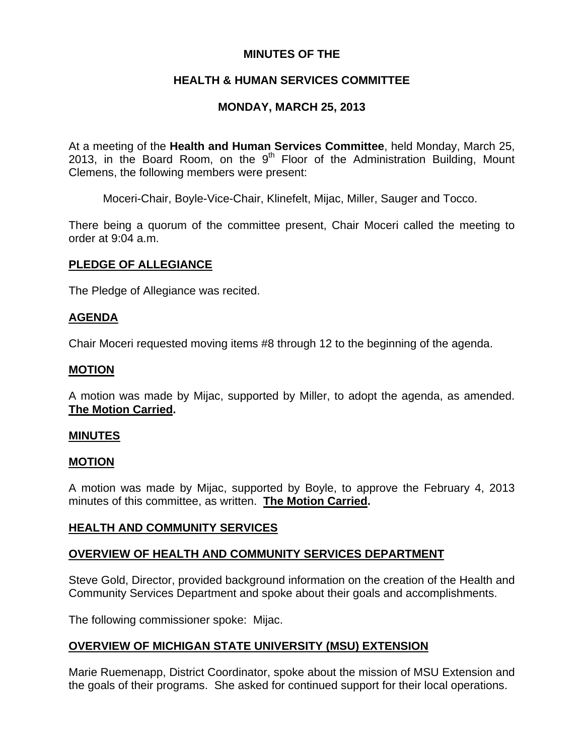# MINUTES OF THE

# HEALTH & HUMAN SERVICES COMMITTEE

# MONDAY, MARCH 25, 2013

At a meeting of the **Health and Human Services Committee**, held Monday, March 25, 2013, in the Board Room, on the 9th Floor of the Administration Building, Mount Clemens, the following members were present:

Moceri-Chair, Boyle-Vice-Chair, Klinefelt, Mijac, Miller, Sauger and Tocco.

There being a quorum of the committee present, Chair Moceri called the meeting to order at 9:04 a.m.

## PLEDGE OF ALLEGIANCE

The Pledge of Allegiance was recited.

## AGENDA

Chair Moceri requested moving items #8 through 12 to the beginning of the agenda.

## MOTION

A motion was made by Mijac, supported by Miller, to adopt the agenda, as amended. **The Motion Carried.**

## MINUTES

## MOTION

A motion was made by Mijac, supported by Boyle, to approve the February 4, 2013 minutes of this committee, as written. **The Motion Carried.**

## HEALTH AND COMMUNITY SERVICES

## OVERVIEW OF HEALTH AND COMMUNITY SERVICES DEPARTMENT

Steve Gold, Director, provided background information on the creation of the Health and Community Services Department and spoke about their goals and accomplishments.

The following commissioner spoke: Mijac.

## OVERVIEW OF MICHIGAN STATE UNIVERSITY (MSU) EXTENSION

Marie Ruemenapp, District Coordinator, spoke about the mission of MSU Extension and the goals of their programs. She asked for continued support for their local operations.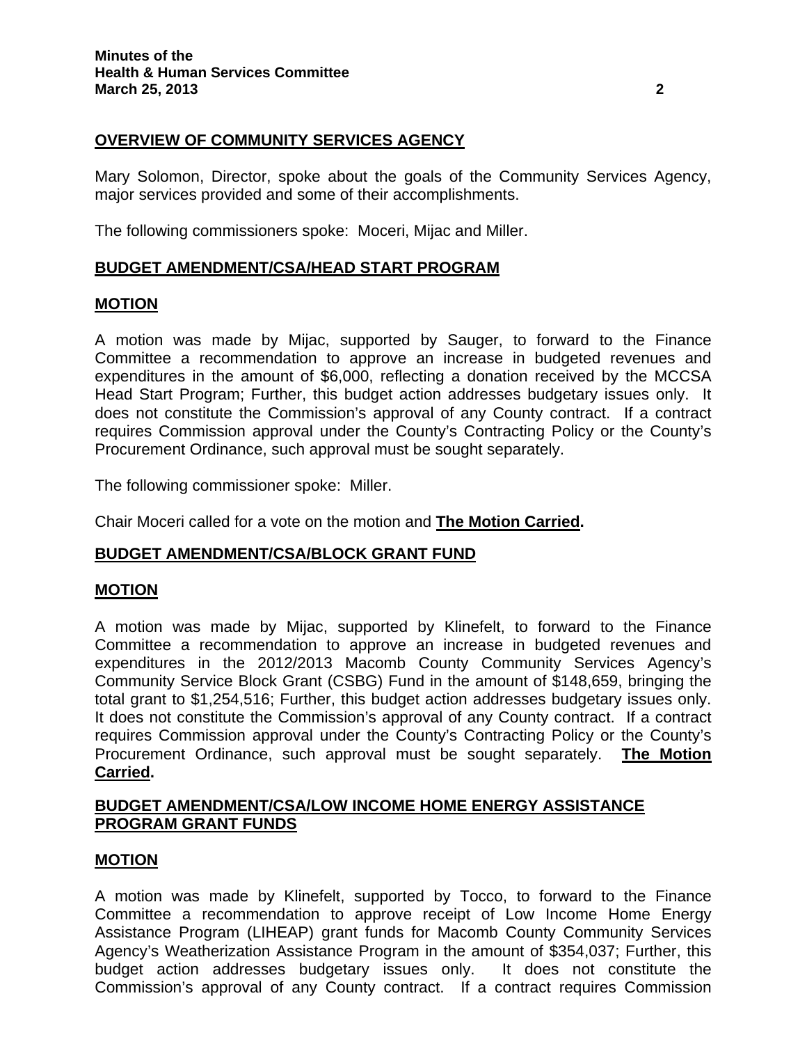## OVERVIEW OF COMMUNITY SERVICES AGENCY

Mary Solomon, Director, spoke about the goals of the Community Services Agency, major services provided and some of their accomplishments.

The following commissioners spoke: Moceri, Mijac and Miller.

## BUDGET AMENDMENT/CSA/HEAD START PROGRAM

### MOTION

A motion was made by Mijac, supported by Sauger, to forward to the Finance Committee a recommendation to approve an increase in budgeted revenues and expenditures in the amount of $6,000, reflecting a donation received by the MCCSA Head Start Program; Further, this budget action addresses budgetary issues only. It does not constitute the Commission's approval of any County contract. If a contract requires Commission approval under the County's Contracting Policy or the County's Procurement Ordinance, such approval must be sought separately.

The following commissioner spoke: Miller.

Chair Moceri called for a vote on the motion and **The Motion Carried.**

## BUDGET AMENDMENT/CSA/BLOCK GRANT FUND

### MOTION

A motion was made by Mijac, supported by Klinefelt, to forward to the Finance Committee a recommendation to approve an increase in budgeted revenues and expenditures in the 2012/2013 Macomb County Community Services Agency's Community Service Block Grant (CSBG) Fund in the amount of $148,659, bringing the total grant to $1,254,516; Further, this budget action addresses budgetary issues only. It does not constitute the Commission's approval of any County contract. If a contract requires Commission approval under the County's Contracting Policy or the County's Procurement Ordinance, such approval must be sought separately. **The Motion Carried.**

## BUDGET AMENDMENT/CSA/LOW INCOME HOME ENERGY ASSISTANCE PROGRAM GRANT FUNDS

### MOTION

A motion was made by Klinefelt, supported by Tocco, to forward to the Finance Committee a recommendation to approve receipt of Low Income Home Energy Assistance Program (LIHEAP) grant funds for Macomb County Community Services Agency's Weatherization Assistance Program in the amount of $354,037; Further, this budget action addresses budgetary issues only. It does not constitute the Commission's approval of any County contract. If a contract requires Commission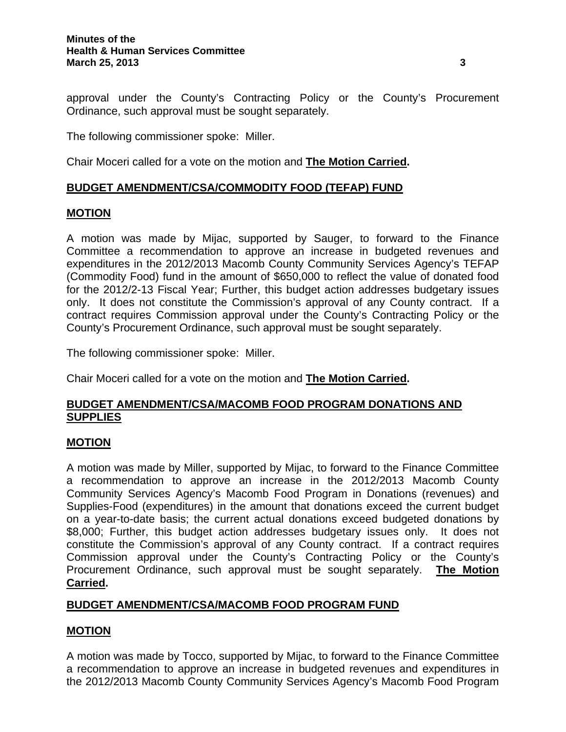approval under the County's Contracting Policy or the County's Procurement Ordinance, such approval must be sought separately.

The following commissioner spoke: Miller.

Chair Moceri called for a vote on the motion and **The Motion Carried.**

## BUDGET AMENDMENT/CSA/COMMODITY FOOD (TEFAP) FUND

### MOTION

A motion was made by Mijac, supported by Sauger, to forward to the Finance Committee a recommendation to approve an increase in budgeted revenues and expenditures in the 2012/2013 Macomb County Community Services Agency's TEFAP (Commodity Food) fund in the amount of $650,000 to reflect the value of donated food for the 2012/2-13 Fiscal Year; Further, this budget action addresses budgetary issues only. It does not constitute the Commission's approval of any County contract. If a contract requires Commission approval under the County's Contracting Policy or the County's Procurement Ordinance, such approval must be sought separately.

The following commissioner spoke: Miller.

Chair Moceri called for a vote on the motion and **The Motion Carried.**

## BUDGET AMENDMENT/CSA/MACOMB FOOD PROGRAM DONATIONS AND SUPPLIES

### MOTION

A motion was made by Miller, supported by Mijac, to forward to the Finance Committee a recommendation to approve an increase in the 2012/2013 Macomb County Community Services Agency's Macomb Food Program in Donations (revenues) and Supplies-Food (expenditures) in the amount that donations exceed the current budget on a year-to-date basis; the current actual donations exceed budgeted donations by $8,000; Further, this budget action addresses budgetary issues only. It does not constitute the Commission's approval of any County contract. If a contract requires Commission approval under the County's Contracting Policy or the County's Procurement Ordinance, such approval must be sought separately. **The Motion Carried.**

## BUDGET AMENDMENT/CSA/MACOMB FOOD PROGRAM FUND

### MOTION

A motion was made by Tocco, supported by Mijac, to forward to the Finance Committee a recommendation to approve an increase in budgeted revenues and expenditures in the 2012/2013 Macomb County Community Services Agency's Macomb Food Program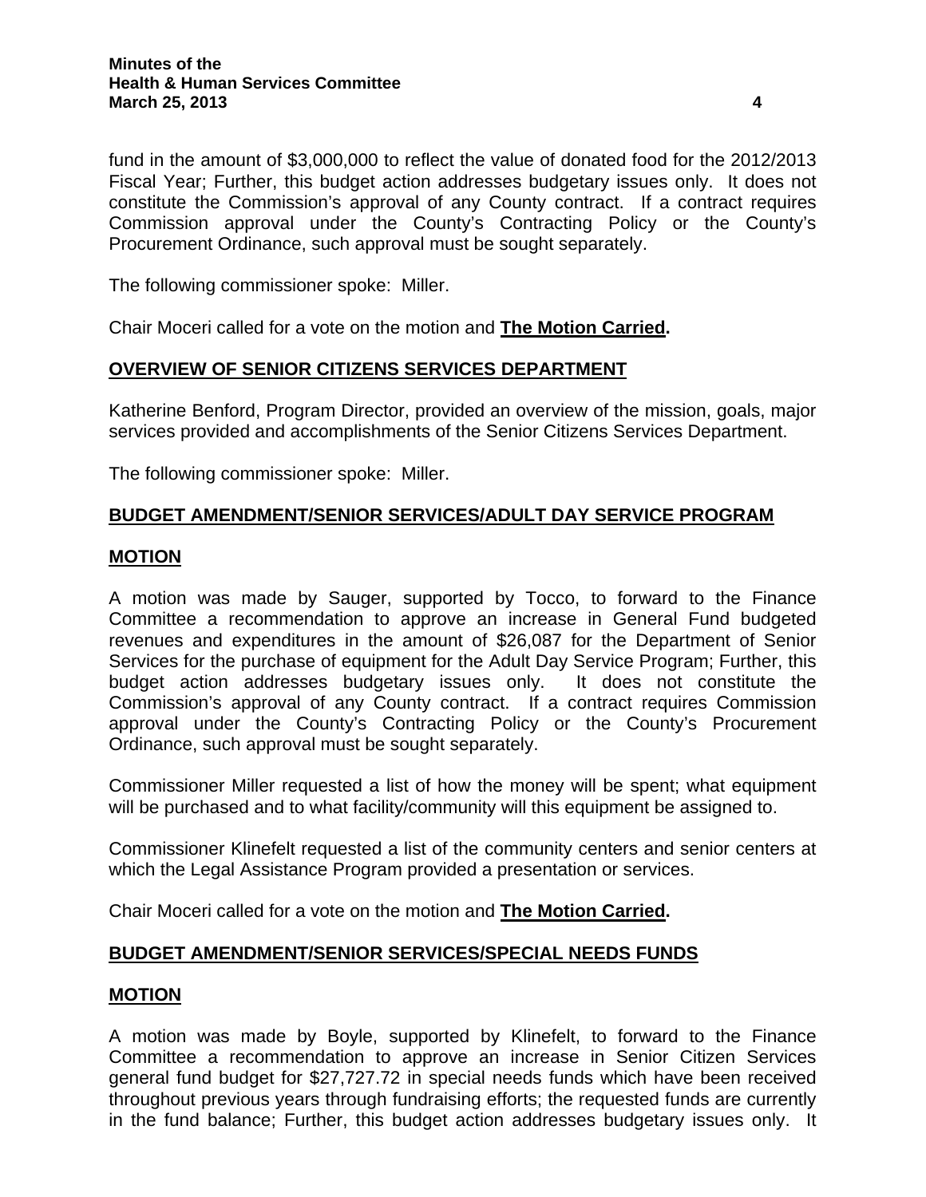fund in the amount of $3,000,000 to reflect the value of donated food for the 2012/2013 Fiscal Year; Further, this budget action addresses budgetary issues only. It does not constitute the Commission's approval of any County contract. If a contract requires Commission approval under the County's Contracting Policy or the County's Procurement Ordinance, such approval must be sought separately.

The following commissioner spoke: Miller.

Chair Moceri called for a vote on the motion and **The Motion Carried.**

## OVERVIEW OF SENIOR CITIZENS SERVICES DEPARTMENT

Katherine Benford, Program Director, provided an overview of the mission, goals, major services provided and accomplishments of the Senior Citizens Services Department.

The following commissioner spoke: Miller.

## BUDGET AMENDMENT/SENIOR SERVICES/ADULT DAY SERVICE PROGRAM

### MOTION

A motion was made by Sauger, supported by Tocco, to forward to the Finance Committee a recommendation to approve an increase in General Fund budgeted revenues and expenditures in the amount of $26,087 for the Department of Senior Services for the purchase of equipment for the Adult Day Service Program; Further, this budget action addresses budgetary issues only. It does not constitute the Commission's approval of any County contract. If a contract requires Commission approval under the County's Contracting Policy or the County's Procurement Ordinance, such approval must be sought separately.

Commissioner Miller requested a list of how the money will be spent; what equipment will be purchased and to what facility/community will this equipment be assigned to.

Commissioner Klinefelt requested a list of the community centers and senior centers at which the Legal Assistance Program provided a presentation or services.

Chair Moceri called for a vote on the motion and **The Motion Carried.**

## BUDGET AMENDMENT/SENIOR SERVICES/SPECIAL NEEDS FUNDS

### MOTION

A motion was made by Boyle, supported by Klinefelt, to forward to the Finance Committee a recommendation to approve an increase in Senior Citizen Services general fund budget for $27,727.72 in special needs funds which have been received throughout previous years through fundraising efforts; the requested funds are currently in the fund balance; Further, this budget action addresses budgetary issues only. It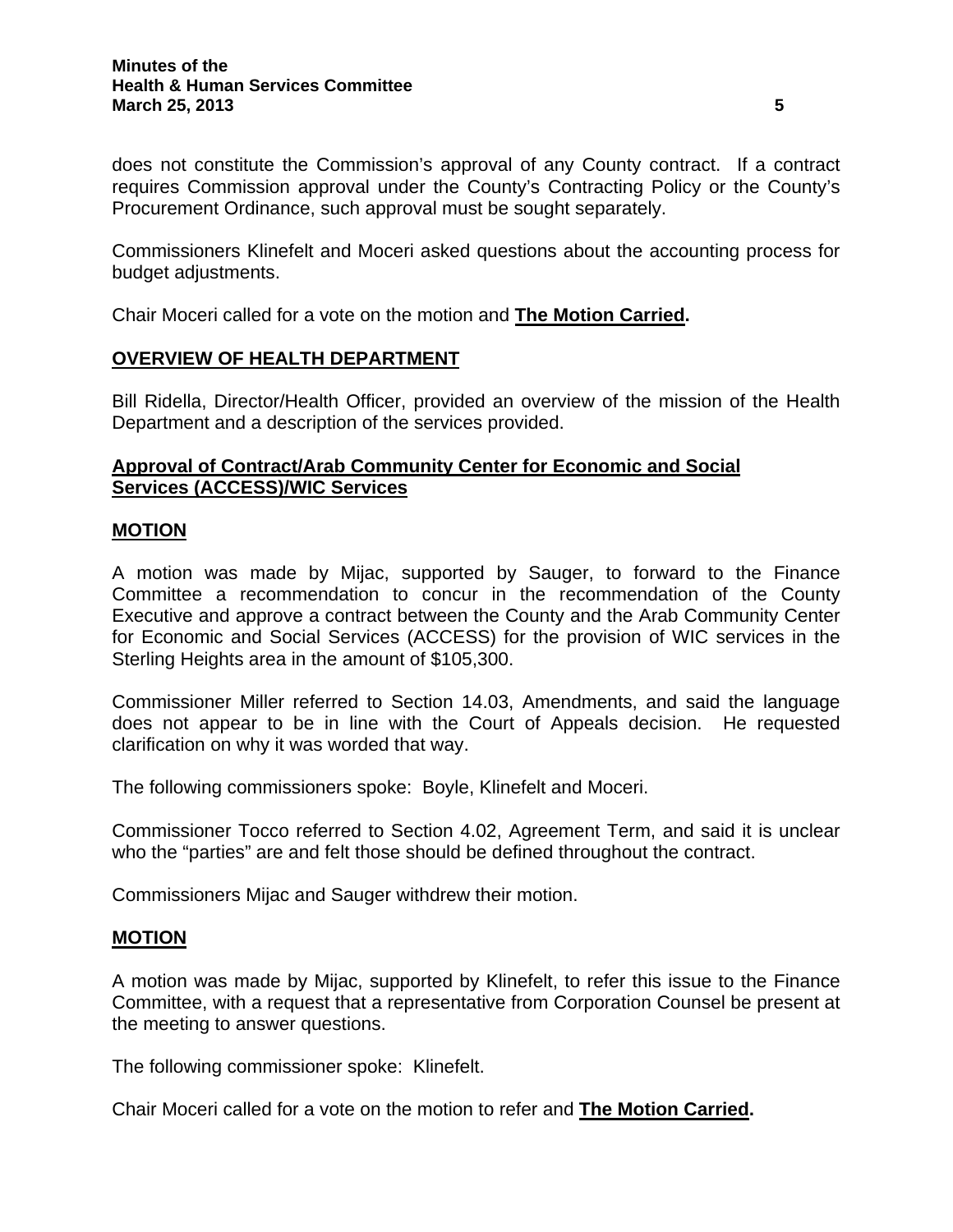does not constitute the Commission's approval of any County contract. If a contract requires Commission approval under the County's Contracting Policy or the County's Procurement Ordinance, such approval must be sought separately.

Commissioners Klinefelt and Moceri asked questions about the accounting process for budget adjustments.

Chair Moceri called for a vote on the motion and **The Motion Carried.**

## OVERVIEW OF HEALTH DEPARTMENT

Bill Ridella, Director/Health Officer, provided an overview of the mission of the Health Department and a description of the services provided.

### Approval of Contract/Arab Community Center for Economic and Social Services (ACCESS)/WIC Services

### MOTION

A motion was made by Mijac, supported by Sauger, to forward to the Finance Committee a recommendation to concur in the recommendation of the County Executive and approve a contract between the County and the Arab Community Center for Economic and Social Services (ACCESS) for the provision of WIC services in the Sterling Heights area in the amount of $105,300.

Commissioner Miller referred to Section 14.03, Amendments, and said the language does not appear to be in line with the Court of Appeals decision. He requested clarification on why it was worded that way.

The following commissioners spoke: Boyle, Klinefelt and Moceri.

Commissioner Tocco referred to Section 4.02, Agreement Term, and said it is unclear who the "parties" are and felt those should be defined throughout the contract.

Commissioners Mijac and Sauger withdrew their motion.

### MOTION

A motion was made by Mijac, supported by Klinefelt, to refer this issue to the Finance Committee, with a request that a representative from Corporation Counsel be present at the meeting to answer questions.

The following commissioner spoke: Klinefelt.

Chair Moceri called for a vote on the motion to refer and **The Motion Carried.**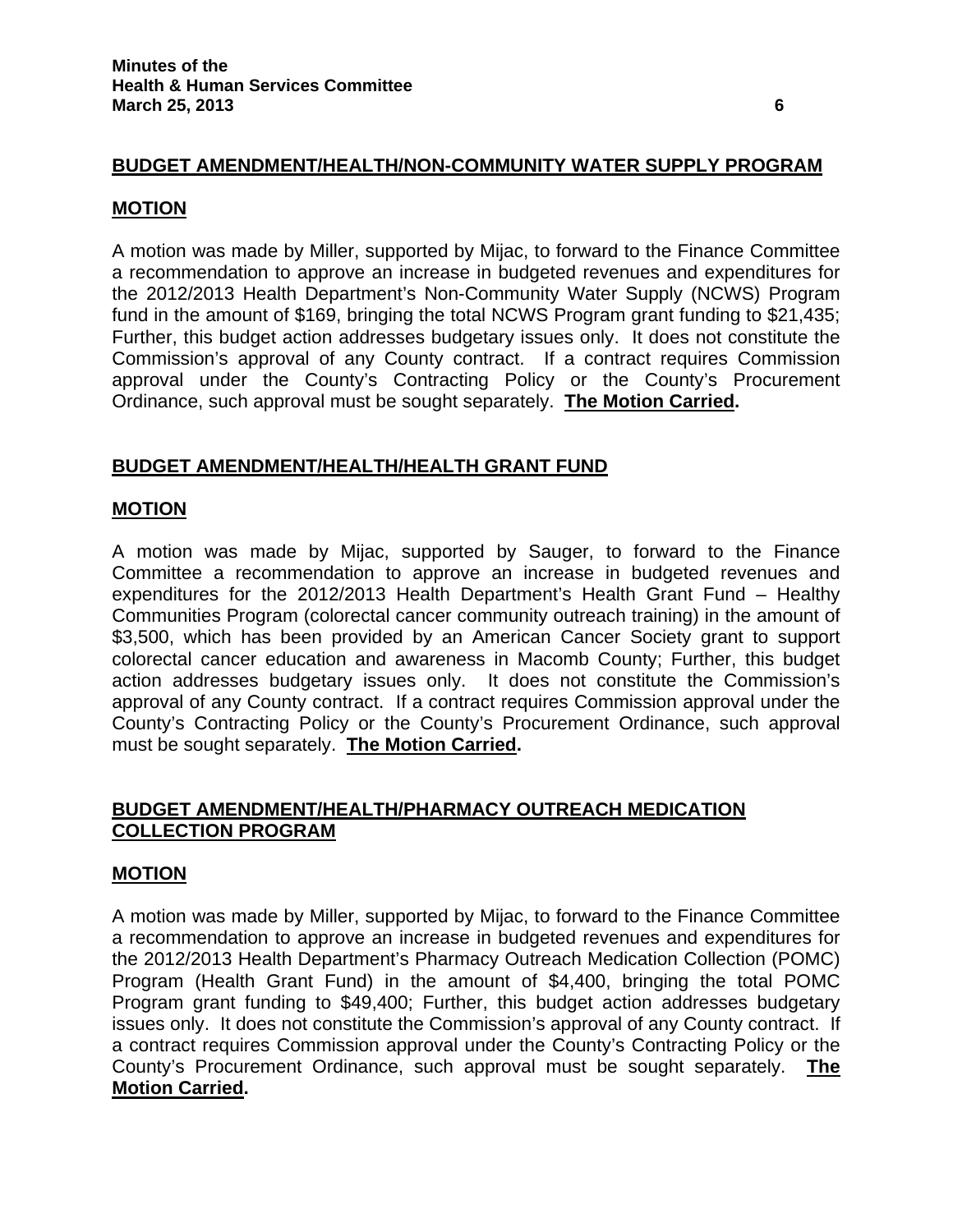**BUDGET AMENDMENT/HEALTH/NON-COMMUNITY WATER SUPPLY PROGRAM**

**MOTION**

A motion was made by Miller, supported by Mijac, to forward to the Finance Committee a recommendation to approve an increase in budgeted revenues and expenditures for the 2012/2013 Health Department's Non-Community Water Supply (NCWS) Program fund in the amount of $169, bringing the total NCWS Program grant funding to $21,435; Further, this budget action addresses budgetary issues only. It does not constitute the Commission's approval of any County contract. If a contract requires Commission approval under the County's Contracting Policy or the County's Procurement Ordinance, such approval must be sought separately. **The Motion Carried.**

**BUDGET AMENDMENT/HEALTH/HEALTH GRANT FUND**

**MOTION**

A motion was made by Mijac, supported by Sauger, to forward to the Finance Committee a recommendation to approve an increase in budgeted revenues and expenditures for the 2012/2013 Health Department's Health Grant Fund – Healthy Communities Program (colorectal cancer community outreach training) in the amount of $3,500, which has been provided by an American Cancer Society grant to support colorectal cancer education and awareness in Macomb County; Further, this budget action addresses budgetary issues only. It does not constitute the Commission's approval of any County contract. If a contract requires Commission approval under the County's Contracting Policy or the County's Procurement Ordinance, such approval must be sought separately. **The Motion Carried.**

**BUDGET AMENDMENT/HEALTH/PHARMACY OUTREACH MEDICATION COLLECTION PROGRAM**

**MOTION**

A motion was made by Miller, supported by Mijac, to forward to the Finance Committee a recommendation to approve an increase in budgeted revenues and expenditures for the 2012/2013 Health Department's Pharmacy Outreach Medication Collection (POMC) Program (Health Grant Fund) in the amount of $4,400, bringing the total POMC Program grant funding to $49,400; Further, this budget action addresses budgetary issues only. It does not constitute the Commission's approval of any County contract. If a contract requires Commission approval under the County's Contracting Policy or the County's Procurement Ordinance, such approval must be sought separately. **The Motion Carried.**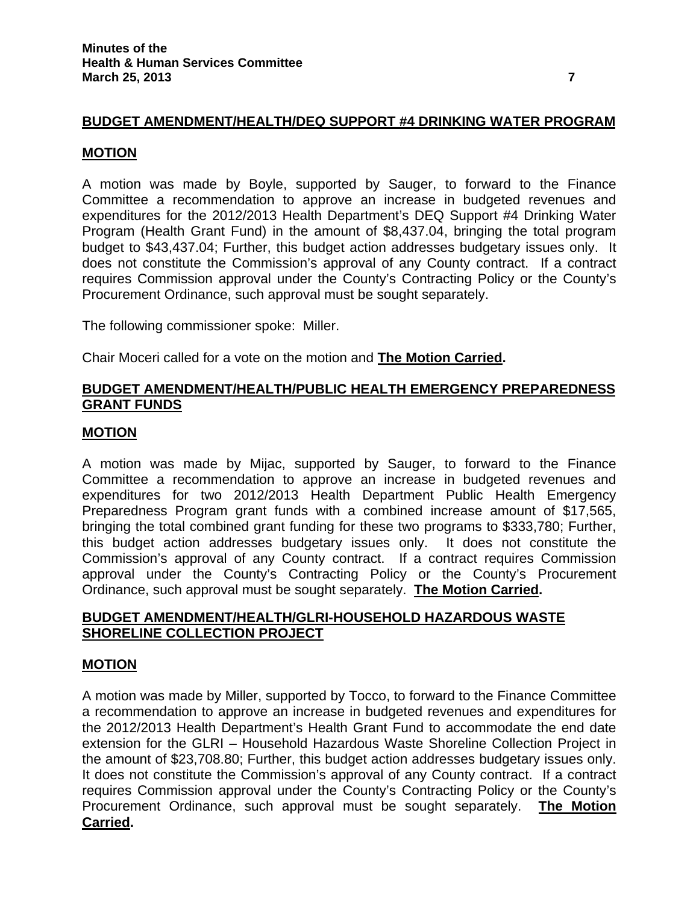## BUDGET AMENDMENT/HEALTH/DEQ SUPPORT #4 DRINKING WATER PROGRAM

### MOTION

A motion was made by Boyle, supported by Sauger, to forward to the Finance Committee a recommendation to approve an increase in budgeted revenues and expenditures for the 2012/2013 Health Department's DEQ Support #4 Drinking Water Program (Health Grant Fund) in the amount of $8,437.04, bringing the total program budget to $43,437.04; Further, this budget action addresses budgetary issues only. It does not constitute the Commission's approval of any County contract. If a contract requires Commission approval under the County's Contracting Policy or the County's Procurement Ordinance, such approval must be sought separately.

The following commissioner spoke: Miller.

Chair Moceri called for a vote on the motion and **The Motion Carried.**

## BUDGET AMENDMENT/HEALTH/PUBLIC HEALTH EMERGENCY PREPAREDNESS GRANT FUNDS

### MOTION

A motion was made by Mijac, supported by Sauger, to forward to the Finance Committee a recommendation to approve an increase in budgeted revenues and expenditures for two 2012/2013 Health Department Public Health Emergency Preparedness Program grant funds with a combined increase amount of $17,565, bringing the total combined grant funding for these two programs to $333,780; Further, this budget action addresses budgetary issues only. It does not constitute the Commission's approval of any County contract. If a contract requires Commission approval under the County's Contracting Policy or the County's Procurement Ordinance, such approval must be sought separately. **The Motion Carried.**

## BUDGET AMENDMENT/HEALTH/GLRI-HOUSEHOLD HAZARDOUS WASTE SHORELINE COLLECTION PROJECT

### MOTION

A motion was made by Miller, supported by Tocco, to forward to the Finance Committee a recommendation to approve an increase in budgeted revenues and expenditures for the 2012/2013 Health Department's Health Grant Fund to accommodate the end date extension for the GLRI – Household Hazardous Waste Shoreline Collection Project in the amount of $23,708.80; Further, this budget action addresses budgetary issues only. It does not constitute the Commission's approval of any County contract. If a contract requires Commission approval under the County's Contracting Policy or the County's Procurement Ordinance, such approval must be sought separately. **The Motion Carried.**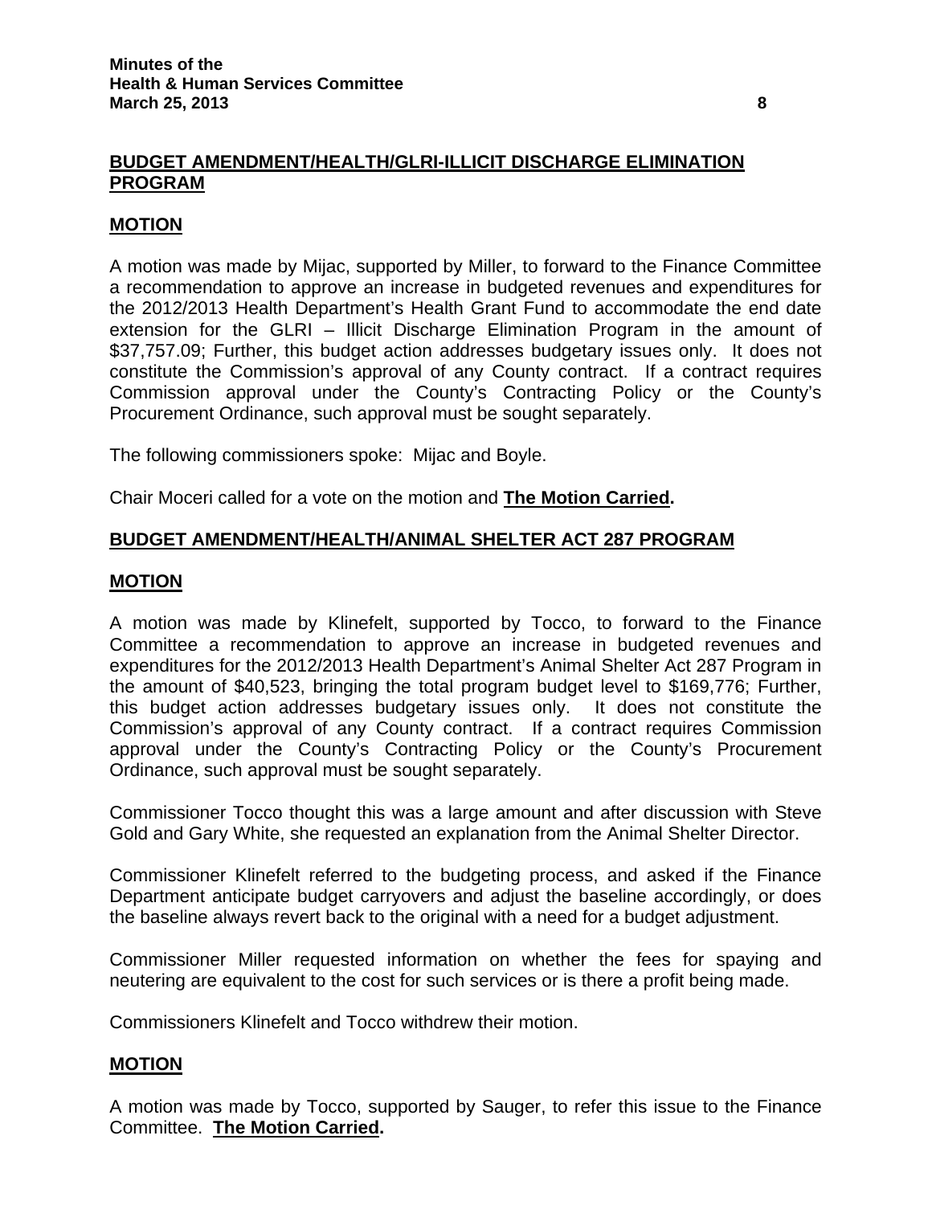**BUDGET AMENDMENT/HEALTH/GLRI-ILLICIT DISCHARGE ELIMINATION PROGRAM**

**MOTION**

A motion was made by Mijac, supported by Miller, to forward to the Finance Committee a recommendation to approve an increase in budgeted revenues and expenditures for the 2012/2013 Health Department's Health Grant Fund to accommodate the end date extension for the GLRI – Illicit Discharge Elimination Program in the amount of $37,757.09; Further, this budget action addresses budgetary issues only. It does not constitute the Commission's approval of any County contract. If a contract requires Commission approval under the County's Contracting Policy or the County's Procurement Ordinance, such approval must be sought separately.

The following commissioners spoke: Mijac and Boyle.

Chair Moceri called for a vote on the motion and **The Motion Carried.**

**BUDGET AMENDMENT/HEALTH/ANIMAL SHELTER ACT 287 PROGRAM**

**MOTION**

A motion was made by Klinefelt, supported by Tocco, to forward to the Finance Committee a recommendation to approve an increase in budgeted revenues and expenditures for the 2012/2013 Health Department's Animal Shelter Act 287 Program in the amount of $40,523, bringing the total program budget level to $169,776; Further, this budget action addresses budgetary issues only. It does not constitute the Commission's approval of any County contract. If a contract requires Commission approval under the County's Contracting Policy or the County's Procurement Ordinance, such approval must be sought separately.

Commissioner Tocco thought this was a large amount and after discussion with Steve Gold and Gary White, she requested an explanation from the Animal Shelter Director.

Commissioner Klinefelt referred to the budgeting process, and asked if the Finance Department anticipate budget carryovers and adjust the baseline accordingly, or does the baseline always revert back to the original with a need for a budget adjustment.

Commissioner Miller requested information on whether the fees for spaying and neutering are equivalent to the cost for such services or is there a profit being made.

Commissioners Klinefelt and Tocco withdrew their motion.

**MOTION**

A motion was made by Tocco, supported by Sauger, to refer this issue to the Finance Committee. **The Motion Carried.**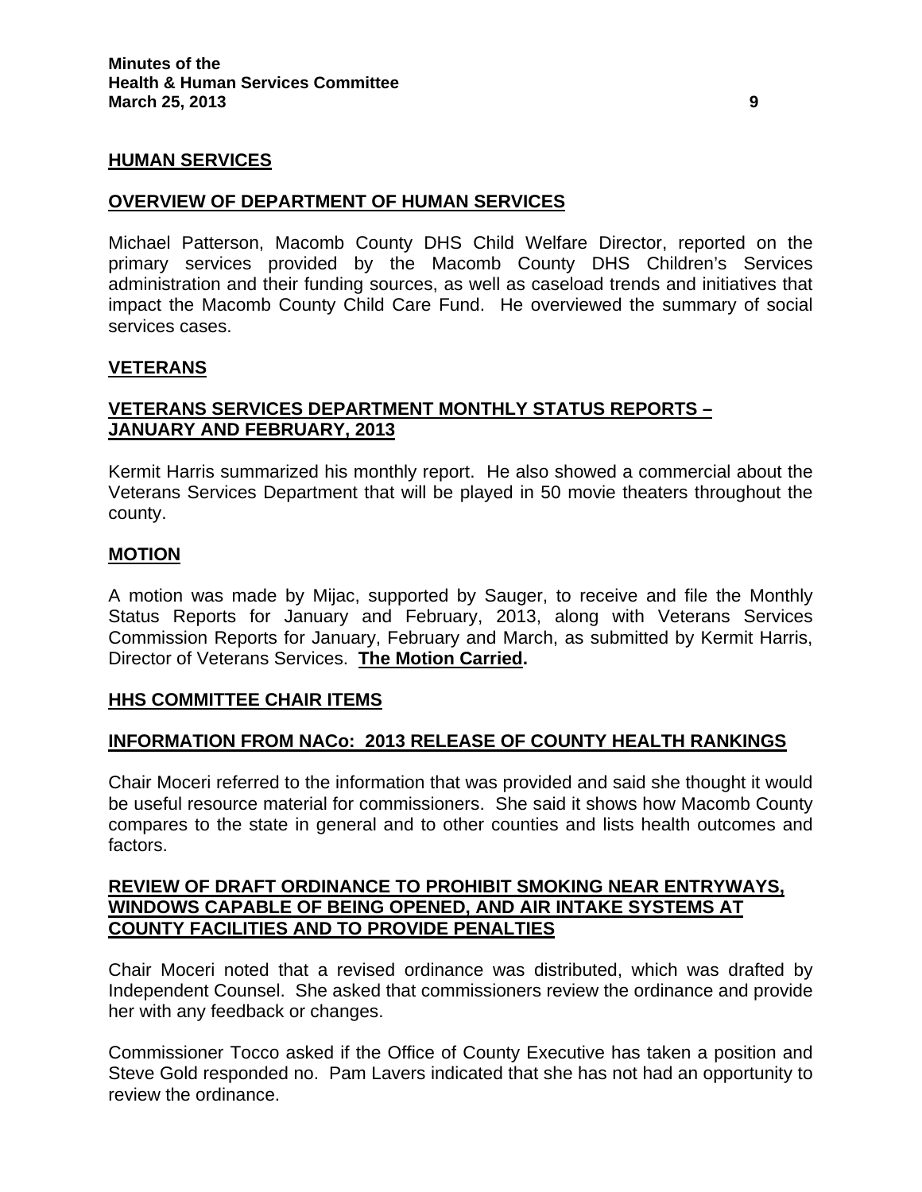## HUMAN SERVICES

### OVERVIEW OF DEPARTMENT OF HUMAN SERVICES

Michael Patterson, Macomb County DHS Child Welfare Director, reported on the primary services provided by the Macomb County DHS Children's Services administration and their funding sources, as well as caseload trends and initiatives that impact the Macomb County Child Care Fund. He overviewed the summary of social services cases.

## VETERANS

### VETERANS SERVICES DEPARTMENT MONTHLY STATUS REPORTS – JANUARY AND FEBRUARY, 2013

Kermit Harris summarized his monthly report. He also showed a commercial about the Veterans Services Department that will be played in 50 movie theaters throughout the county.

### MOTION

A motion was made by Mijac, supported by Sauger, to receive and file the Monthly Status Reports for January and February, 2013, along with Veterans Services Commission Reports for January, February and March, as submitted by Kermit Harris, Director of Veterans Services. **The Motion Carried.**

## HHS COMMITTEE CHAIR ITEMS

### INFORMATION FROM NACo: 2013 RELEASE OF COUNTY HEALTH RANKINGS

Chair Moceri referred to the information that was provided and said she thought it would be useful resource material for commissioners. She said it shows how Macomb County compares to the state in general and to other counties and lists health outcomes and factors.

### REVIEW OF DRAFT ORDINANCE TO PROHIBIT SMOKING NEAR ENTRYWAYS, WINDOWS CAPABLE OF BEING OPENED, AND AIR INTAKE SYSTEMS AT COUNTY FACILITIES AND TO PROVIDE PENALTIES

Chair Moceri noted that a revised ordinance was distributed, which was drafted by Independent Counsel. She asked that commissioners review the ordinance and provide her with any feedback or changes.

Commissioner Tocco asked if the Office of County Executive has taken a position and Steve Gold responded no. Pam Lavers indicated that she has not had an opportunity to review the ordinance.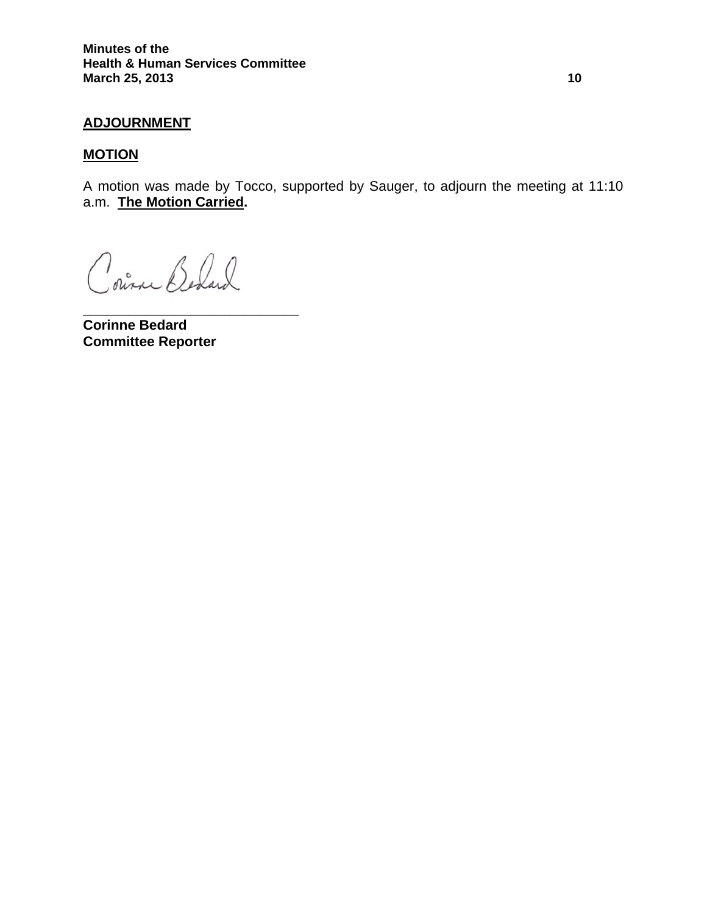## ADJOURNMENT

## MOTION

A motion was made by Tocco, supported by Sauger, to adjourn the meeting at 11:10 a.m. **The Motion Carried.**

\_\_\_\_\_\_\_\_\_\_\_\_\_\_\_\_\_\_\_\_\_\_\_\_\_\_\_\_\_\_\_\_

**Corinne Bedard**
**Committee Reporter**